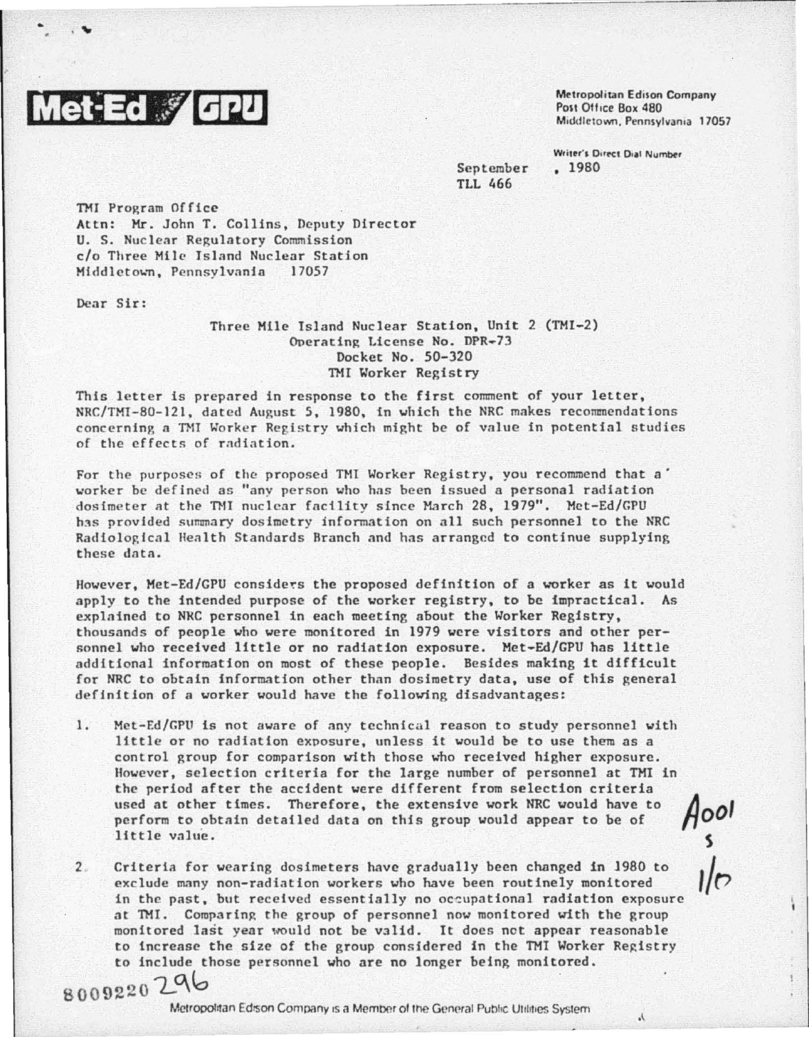**Met-Ed / GPU**

Metropolitan Edison Company
Post Office Box 480
Middletown, Pennsylvania 17057

Writer's Direct Dial Number

September , 1980
TLL 466

TMI Program Office
Attn: Mr. John T. Collins, Deputy Director
U. S. Nuclear Regulatory Commission
c/o Three Mile Island Nuclear Station
Middletown, Pennsylvania 17057

Dear Sir:

Three Mile Island Nuclear Station, Unit 2 (TMI-2)
Operating License No. DPR-73
Docket No. 50-320
TMI Worker Registry

This letter is prepared in response to the first comment of your letter, NRC/TMI-80-121, dated August 5, 1980, in which the NRC makes recommendations concerning a TMI Worker Registry which might be of value in potential studies of the effects of radiation.

For the purposes of the proposed TMI Worker Registry, you recommend that a worker be defined as "any person who has been issued a personal radiation dosimeter at the TMI nuclear facility since March 28, 1979". Met-Ed/GPU has provided summary dosimetry information on all such personnel to the NRC Radiological Health Standards Branch and has arranged to continue supplying these data.

However, Met-Ed/GPU considers the proposed definition of a worker as it would apply to the intended purpose of the worker registry, to be impractical. As explained to NRC personnel in each meeting about the Worker Registry, thousands of people who were monitored in 1979 were visitors and other personnel who received little or no radiation exposure. Met-Ed/GPU has little additional information on most of these people. Besides making it difficult for NRC to obtain information other than dosimetry data, use of this general definition of a worker would have the following disadvantages:

1. Met-Ed/GPU is not aware of any technical reason to study personnel with little or no radiation exposure, unless it would be to use them as a control group for comparison with those who received higher exposure. However, selection criteria for the large number of personnel at TMI in the period after the accident were different from selection criteria used at other times. Therefore, the extensive work NRC would have to perform to obtain detailed data on this group would appear to be of little value.

2. Criteria for wearing dosimeters have gradually been changed in 1980 to exclude many non-radiation workers who have been routinely monitored in the past, but received essentially no occupational radiation exposure at TMI. Comparing the group of personnel now monitored with the group monitored last year would not be valid. It does not appear reasonable to increase the size of the group considered in the TMI Worker Registry to include those personnel who are no longer being monitored.

A001
S
1/0

8009220 296

Metropolitan Edison Company is a Member of the General Public Utilities System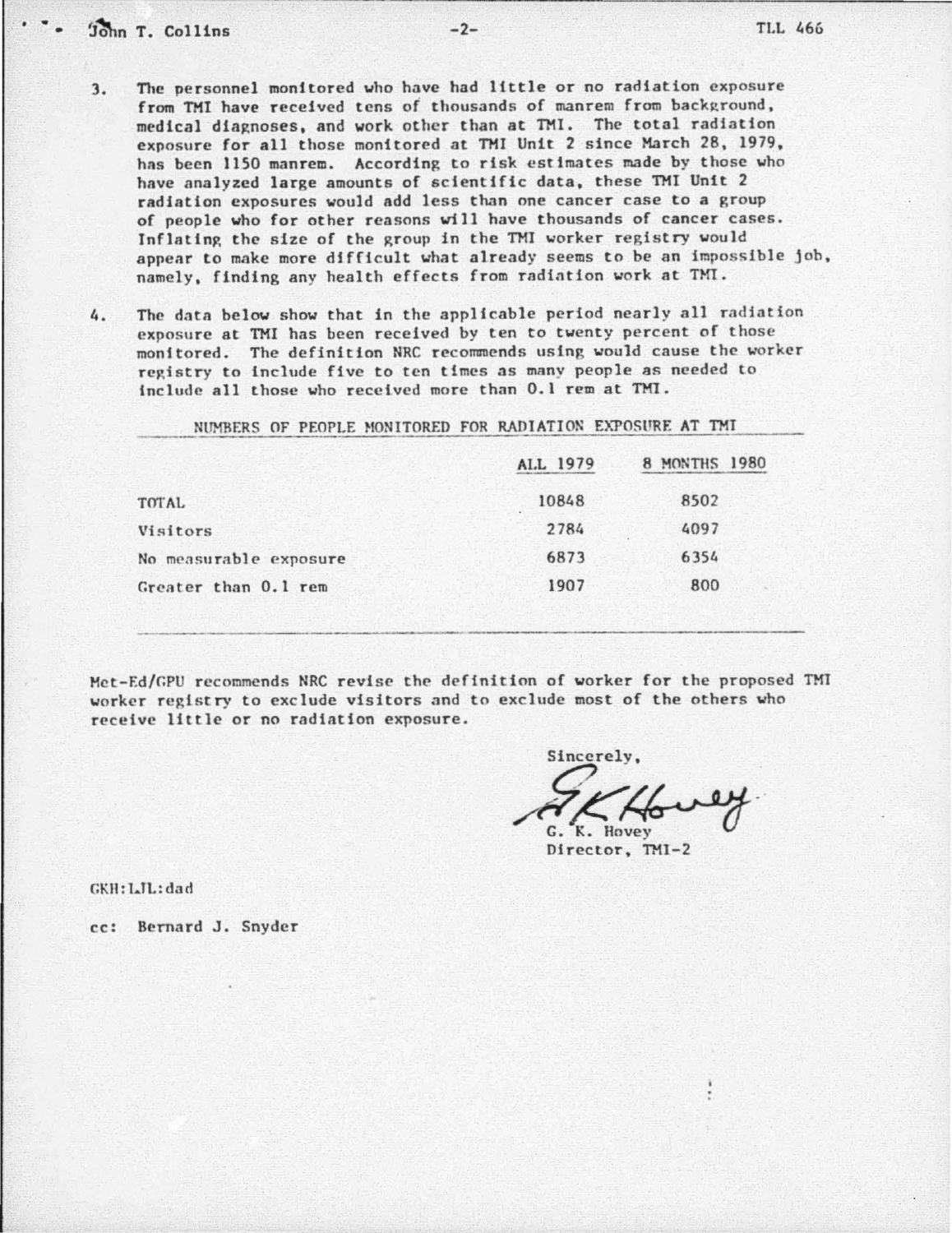3. The personnel monitored who have had little or no radiation exposure from TMI have received tens of thousands of manrem from background, medical diagnoses, and work other than at TMI. The total radiation exposure for all those monitored at TMI Unit 2 since March 28, 1979, has been 1150 manrem. According to risk estimates made by those who have analyzed large amounts of scientific data, these TMI Unit 2 radiation exposures would add less than one cancer case to a group of people who for other reasons will have thousands of cancer cases. Inflating the size of the group in the TMI worker registry would appear to make more difficult what already seems to be an impossible job, namely, finding any health effects from radiation work at TMI.

4. The data below show that in the applicable period nearly all radiation exposure at TMI has been received by ten to twenty percent of those monitored. The definition NRC recommends using would cause the worker registry to include five to ten times as many people as needed to include all those who received more than 0.1 rem at TMI.

NUMBERS OF PEOPLE MONITORED FOR RADIATION EXPOSURE AT TMI

| | ALL 1979 | 8 MONTHS 1980 |
|---|---|---|
| TOTAL | 10848 | 8502 |
| Visitors | 2784 | 4097 |
| No measurable exposure | 6873 | 6354 |
| Greater than 0.1 rem | 1907 | 800 |

Met-Ed/GPU recommends NRC revise the definition of worker for the proposed TMI worker registry to exclude visitors and to exclude most of the others who receive little or no radiation exposure.

Sincerely,

G. K. Hovey
Director, TMI-2

GKH:LJL:dad

cc: Bernard J. Snyder